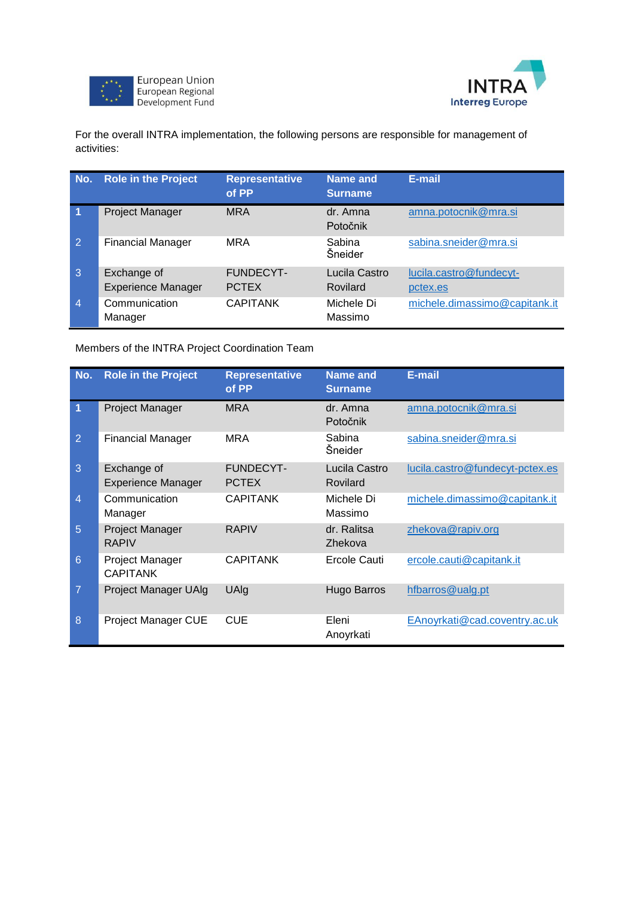European Union
European Regional
Development Fund

INTRA
Interreg Europe

For the overall INTRA implementation, the following persons are responsible for management of activities:

| No. | Role in the Project | Representative of PP | Name and Surname | E-mail |
|---|---|---|---|---|
| 1 | Project Manager | MRA | dr. Amna Potočnik | amna.potocnik@mra.si |
| 2 | Financial Manager | MRA | Sabina Šneider | sabina.sneider@mra.si |
| 3 | Exchange of Experience Manager | FUNDECYT-PCTEX | Lucila Castro Rovilard | lucila.castro@fundecyt-pctex.es |
| 4 | Communication Manager | CAPITANK | Michele Di Massimo | michele.dimassimo@capitank.it |

Members of the INTRA Project Coordination Team

| No. | Role in the Project | Representative of PP | Name and Surname | E-mail |
|---|---|---|---|---|
| 1 | Project Manager | MRA | dr. Amna Potočnik | amna.potocnik@mra.si |
| 2 | Financial Manager | MRA | Sabina Šneider | sabina.sneider@mra.si |
| 3 | Exchange of Experience Manager | FUNDECYT-PCTEX | Lucila Castro Rovilard | lucila.castro@fundecyt-pctex.es |
| 4 | Communication Manager | CAPITANK | Michele Di Massimo | michele.dimassimo@capitank.it |
| 5 | Project Manager RAPIV | RAPIV | dr. Ralitsa Zhekova | zhekova@rapiv.org |
| 6 | Project Manager CAPITANK | CAPITANK | Ercole Cauti | ercole.cauti@capitank.it |
| 7 | Project Manager UAlg | UAlg | Hugo Barros | hfbarros@ualg.pt |
| 8 | Project Manager CUE | CUE | Eleni Anoyrkati | EAnoyrkati@cad.coventry.ac.uk |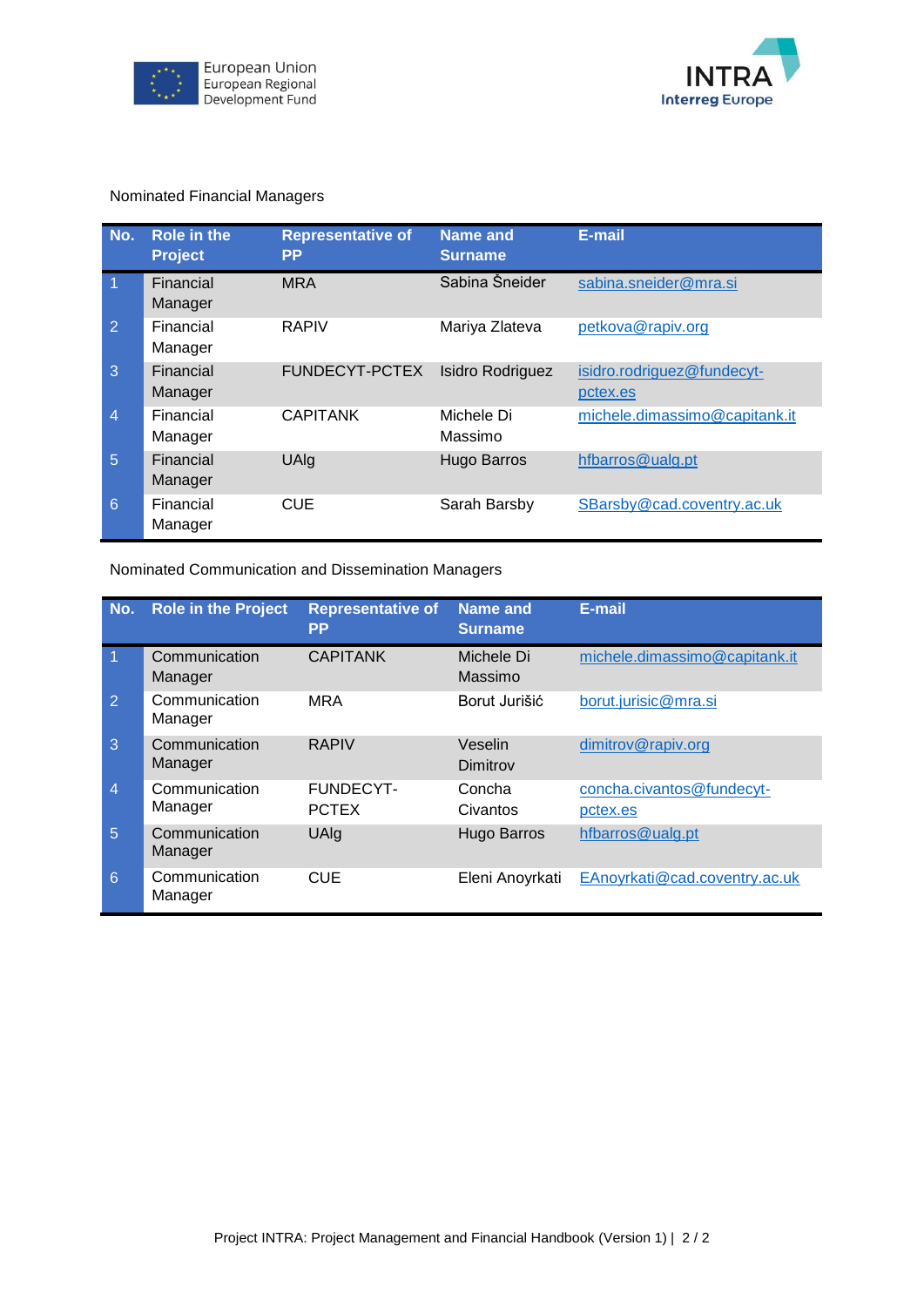Nominated Financial Managers

| No. | Role in the Project | Representative of PP | Name and Surname | E-mail |
|---|---|---|---|---|
| 1 | Financial Manager | MRA | Sabina Šneider | sabina.sneider@mra.si |
| 2 | Financial Manager | RAPIV | Mariya Zlateva | petkova@rapiv.org |
| 3 | Financial Manager | FUNDECYT-PCTEX | Isidro Rodriguez | isidro.rodriguez@fundecyt-pctex.es |
| 4 | Financial Manager | CAPITANK | Michele Di Massimo | michele.dimassimo@capitank.it |
| 5 | Financial Manager | UAlg | Hugo Barros | hfbarros@ualg.pt |
| 6 | Financial Manager | CUE | Sarah Barsby | SBarsby@cad.coventry.ac.uk |

Nominated Communication and Dissemination Managers

| No. | Role in the Project | Representative of PP | Name and Surname | E-mail |
|---|---|---|---|---|
| 1 | Communication Manager | CAPITANK | Michele Di Massimo | michele.dimassimo@capitank.it |
| 2 | Communication Manager | MRA | Borut Jurišić | borut.jurisic@mra.si |
| 3 | Communication Manager | RAPIV | Veselin Dimitrov | dimitrov@rapiv.org |
| 4 | Communication Manager | FUNDECYT-PCTEX | Concha Civantos | concha.civantos@fundecyt-pctex.es |
| 5 | Communication Manager | UAlg | Hugo Barros | hfbarros@ualg.pt |
| 6 | Communication Manager | CUE | Eleni Anoyrkati | EAnoyrkati@cad.coventry.ac.uk |